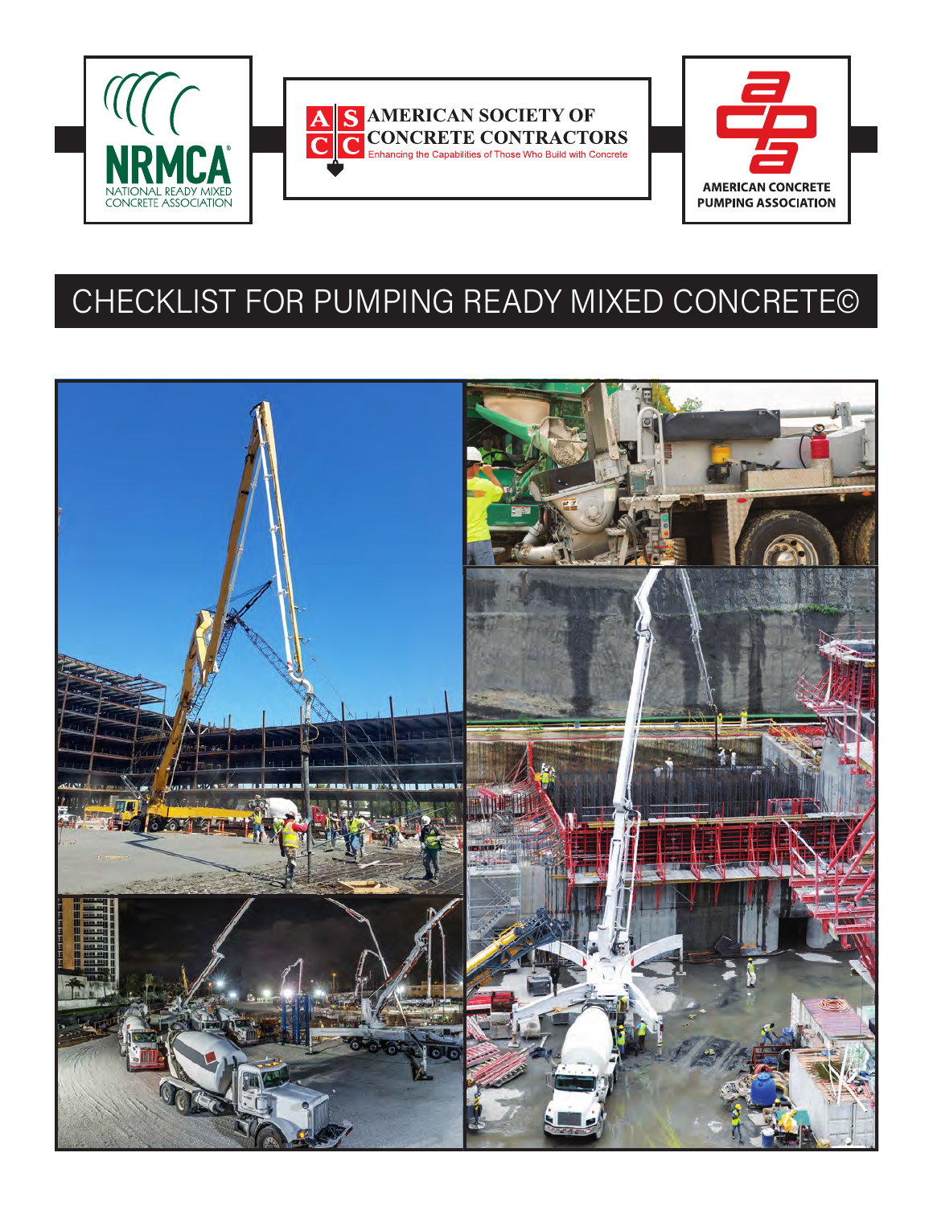NRMCA
NATIONAL READY MIXED CONCRETE ASSOCIATION

AMERICAN SOCIETY OF CONCRETE CONTRACTORS
Enhancing the Capabilities of Those Who Build with Concrete

AMERICAN CONCRETE PUMPING ASSOCIATION

# CHECKLIST FOR PUMPING READY MIXED CONCRETE©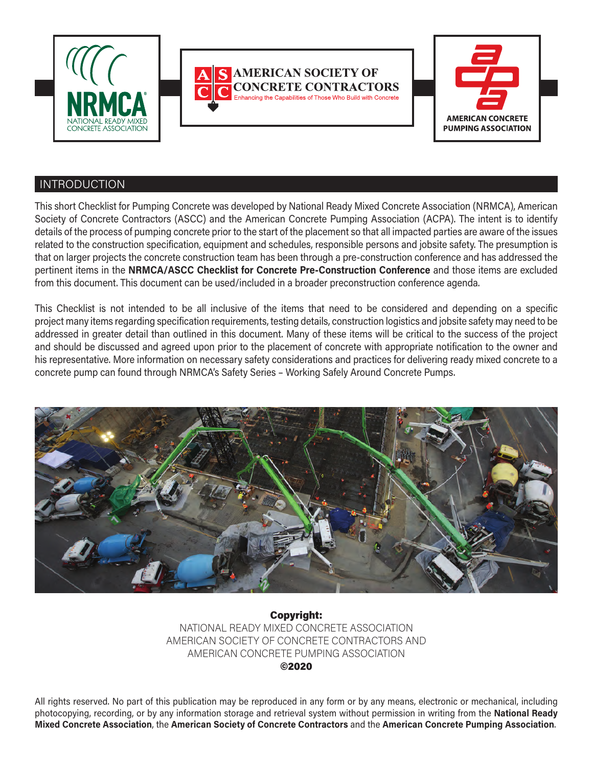## INTRODUCTION

This short Checklist for Pumping Concrete was developed by National Ready Mixed Concrete Association (NRMCA), American Society of Concrete Contractors (ASCC) and the American Concrete Pumping Association (ACPA). The intent is to identify details of the process of pumping concrete prior to the start of the placement so that all impacted parties are aware of the issues related to the construction specification, equipment and schedules, responsible persons and jobsite safety. The presumption is that on larger projects the concrete construction team has been through a pre-construction conference and has addressed the pertinent items in the **NRMCA/ASCC Checklist for Concrete Pre-Construction Conference** and those items are excluded from this document. This document can be used/included in a broader preconstruction conference agenda.

This Checklist is not intended to be all inclusive of the items that need to be considered and depending on a specific project many items regarding specification requirements, testing details, construction logistics and jobsite safety may need to be addressed in greater detail than outlined in this document. Many of these items will be critical to the success of the project and should be discussed and agreed upon prior to the placement of concrete with appropriate notification to the owner and his representative. More information on necessary safety considerations and practices for delivering ready mixed concrete to a concrete pump can found through NRMCA's Safety Series – Working Safely Around Concrete Pumps.

**Copyright:**
NATIONAL READY MIXED CONCRETE ASSOCIATION
AMERICAN SOCIETY OF CONCRETE CONTRACTORS AND
AMERICAN CONCRETE PUMPING ASSOCIATION
**©2020**

All rights reserved. No part of this publication may be reproduced in any form or by any means, electronic or mechanical, including photocopying, recording, or by any information storage and retrieval system without permission in writing from the **National Ready Mixed Concrete Association**, the **American Society of Concrete Contractors** and the **American Concrete Pumping Association**.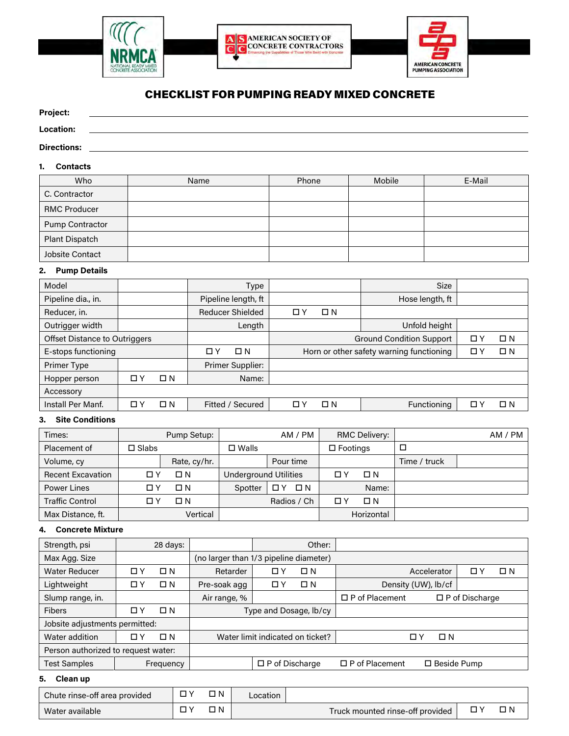NRMCA NATIONAL READY MIXED CONCRETE ASSOCIATION | AMERICAN SOCIETY OF CONCRETE CONTRACTORS Enhancing the Capabilities of Those Who Build with Concrete | AMERICAN CONCRETE PUMPING ASSOCIATION

# CHECKLIST FOR PUMPING READY MIXED CONCRETE

**Project:** ______________________________

**Location:** ______________________________

**Directions:** ______________________________

## 1. Contacts

| Who | Name | Phone | Mobile | E-Mail |
|---|---|---|---|---|
| C. Contractor | | | | |
| RMC Producer | | | | |
| Pump Contractor | | | | |
| Plant Dispatch | | | | |
| Jobsite Contact | | | | |

## 2. Pump Details

| | | | | | |
|---|---|---|---|---|---|
| Model | | Type | | Size | |
| Pipeline dia., in. | | Pipeline length, ft | | Hose length, ft | |
| Reducer, in. | | Reducer Shielded | ☐ Y ☐ N | | |
| Outrigger width | | Length | | Unfold height | |
| Offset Distance to Outriggers | | | | Ground Condition Support | ☐ Y ☐ N |
| E-stops functioning | | ☐ Y ☐ N | | Horn or other safety warning functioning | ☐ Y ☐ N |
| Primer Type | | Primer Supplier: | | | |
| Hopper person | ☐ Y ☐ N | Name: | | | |
| Accessory | | | | | |
| Install Per Manf. | ☐ Y ☐ N | Fitted / Secured | ☐ Y ☐ N | Functioning | ☐ Y ☐ N |

## 3. Site Conditions

| | | | | | |
|---|---|---|---|---|---|
| Times: | Pump Setup: | AM / PM | RMC Delivery: | | AM / PM |
| Placement of | ☐ Slabs | ☐ Walls | ☐ Footings | ☐ | |
| Volume, cy | Rate, cy/hr. | Pour time | | Time / truck | |
| Recent Excavation | ☐ Y ☐ N | Underground Utilities | ☐ Y ☐ N | | |
| Power Lines | ☐ Y ☐ N | Spotter ☐ Y ☐ N | Name: | | |
| Traffic Control | ☐ Y ☐ N | Radios / Ch | ☐ Y ☐ N | | |
| Max Distance, ft. | Vertical | | Horizontal | | |

## 4. Concrete Mixture

| | | | | | |
|---|---|---|---|---|---|
| Strength, psi | 28 days: | | Other: | | |
| Max Agg. Size | | (no larger than 1/3 pipeline diameter) | | | |
| Water Reducer | ☐ Y ☐ N | Retarder | ☐ Y ☐ N | Accelerator | ☐ Y ☐ N |
| Lightweight | ☐ Y ☐ N | Pre-soak agg | ☐ Y ☐ N | Density (UW), lb/cf | |
| Slump range, in. | | Air range, % | | ☐ P of Placement | ☐ P of Discharge |
| Fibers | ☐ Y ☐ N | Type and Dosage, lb/cy | | | |
| Jobsite adjustments permitted: | | | | | |
| Water addition | ☐ Y ☐ N | Water limit indicated on ticket? | | ☐ Y ☐ N | |
| Person authorized to request water: | | | | | |
| Test Samples | Frequency | | ☐ P of Discharge | ☐ P of Placement | ☐ Beside Pump |

## 5. Clean up

| | | | | |
|---|---|---|---|---|
| Chute rinse-off area provided | ☐ Y ☐ N | Location | | |
| Water available | ☐ Y ☐ N | | Truck mounted rinse-off provided | ☐ Y ☐ N |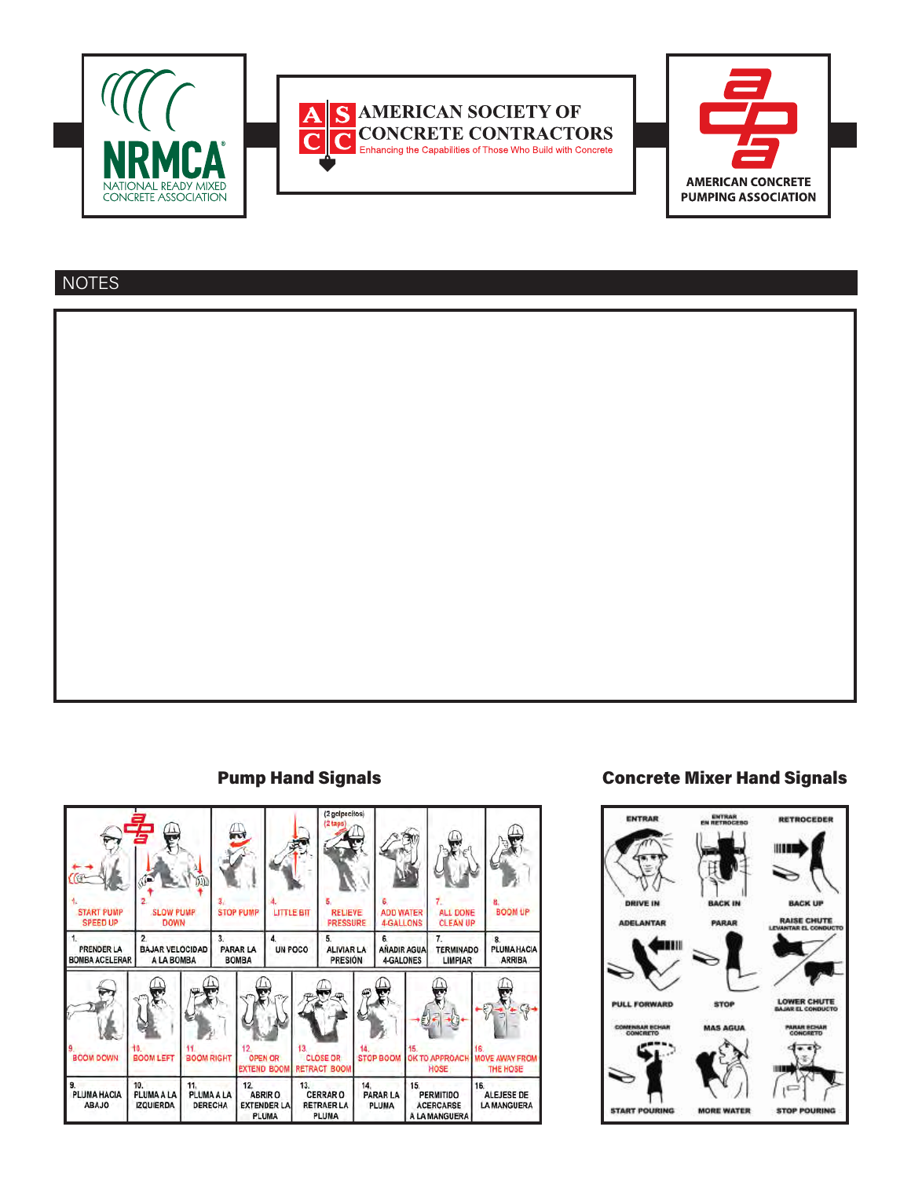NRMCA
NATIONAL READY MIXED CONCRETE ASSOCIATION

AMERICAN SOCIETY OF CONCRETE CONTRACTORS
Enhancing the Capabilities of Those Who Build with Concrete

AMERICAN CONCRETE PUMPING ASSOCIATION

## NOTES

## Pump Hand Signals

| 1. START PUMP SPEED UP | 2. SLOW PUMP DOWN | 3. STOP PUMP | 4. LITTLE BIT | 5. RELIEVE PRESSURE (2 golpecitos) (2 taps) | 6. ADD WATER 4-GALLONS | 7. ALL DONE CLEAN UP | 8. BOOM UP |
|---|---|---|---|---|---|---|---|
| 1. PRENDER LA BOMBA ACELERAR | 2. BAJAR VELOCIDAD A LA BOMBA | 3. PARAR LA BOMBA | 4. UN POCO | 5. ALIVIAR LA PRESION | 6. AÑADIR AGUA 4-GALONES | 7. TERMINADO LIMPIAR | 8. PLUMA HACIA ARRIBA |

| 9. BOOM DOWN | 10. BOOM LEFT | 11. BOOM RIGHT | 12. OPEN OR EXTEND BOOM | 13. CLOSE OR RETRACT BOOM | 14. STOP BOOM | 15. OK TO APPROACH HOSE | 16. MOVE AWAY FROM THE HOSE |
|---|---|---|---|---|---|---|---|
| 9. PLUMA HACIA ABAJO | 10. PLUMA A LA IZQUIERDA | 11. PLUMA A LA DERECHA | 12. ABRIR O EXTENDER LA PLUMA | 13. CERRAR O RETRAER LA PLUMA | 14. PARAR LA PLUMA | 15. PERMITIDO ACERCARSE A LA MANGUERA | 16. ALEJESE DE LA MANGUERA |

## Concrete Mixer Hand Signals

| ENTRAR / DRIVE IN | ENTRAR EN RETROCESO / BACK IN | RETROCEDER / BACK UP |
|---|---|---|
| ADELANTAR / PULL FORWARD | PARAR / STOP | RAISE CHUTE / LEVANTAR EL CONDUCTO |
| LOWER CHUTE / BAJAR EL CONDUCTO | | |
| COMENZAR ECHAR CONCRETO / START POURING | MAS AGUA / MORE WATER | PARAR ECHAR CONCRETO / STOP POURING |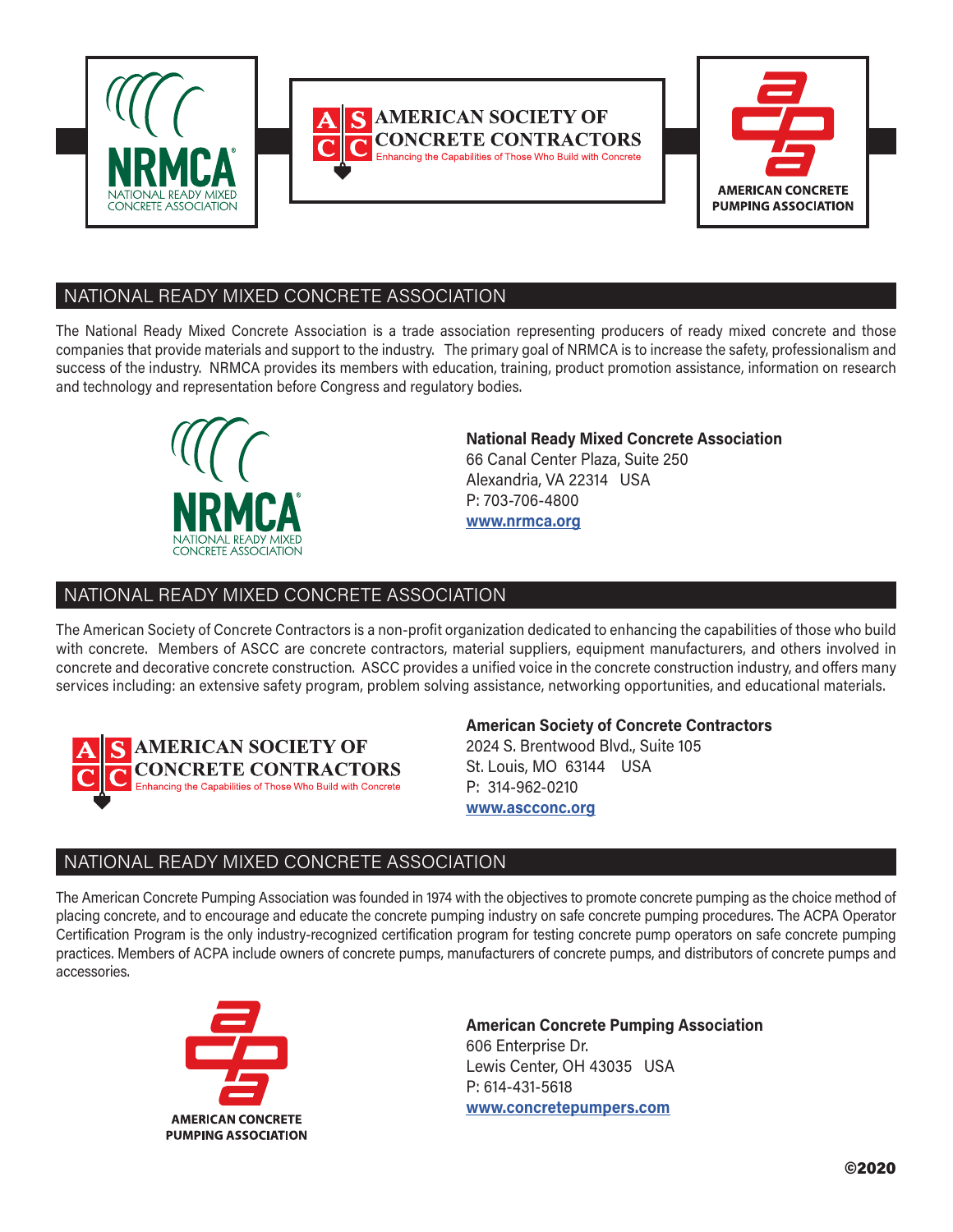NRMCA
NATIONAL READY MIXED CONCRETE ASSOCIATION

AMERICAN SOCIETY OF CONCRETE CONTRACTORS
Enhancing the Capabilities of Those Who Build with Concrete

AMERICAN CONCRETE PUMPING ASSOCIATION

## NATIONAL READY MIXED CONCRETE ASSOCIATION

The National Ready Mixed Concrete Association is a trade association representing producers of ready mixed concrete and those companies that provide materials and support to the industry. The primary goal of NRMCA is to increase the safety, professionalism and success of the industry. NRMCA provides its members with education, training, product promotion assistance, information on research and technology and representation before Congress and regulatory bodies.

NRMCA
NATIONAL READY MIXED CONCRETE ASSOCIATION

**National Ready Mixed Concrete Association**
66 Canal Center Plaza, Suite 250
Alexandria, VA 22314 USA
P: 703-706-4800
**www.nrmca.org**

## NATIONAL READY MIXED CONCRETE ASSOCIATION

The American Society of Concrete Contractors is a non-profit organization dedicated to enhancing the capabilities of those who build with concrete. Members of ASCC are concrete contractors, material suppliers, equipment manufacturers, and others involved in concrete and decorative concrete construction. ASCC provides a unified voice in the concrete construction industry, and offers many services including: an extensive safety program, problem solving assistance, networking opportunities, and educational materials.

AMERICAN SOCIETY OF CONCRETE CONTRACTORS
Enhancing the Capabilities of Those Who Build with Concrete

**American Society of Concrete Contractors**
2024 S. Brentwood Blvd., Suite 105
St. Louis, MO 63144 USA
P: 314-962-0210
**www.ascconc.org**

## NATIONAL READY MIXED CONCRETE ASSOCIATION

The American Concrete Pumping Association was founded in 1974 with the objectives to promote concrete pumping as the choice method of placing concrete, and to encourage and educate the concrete pumping industry on safe concrete pumping procedures. The ACPA Operator Certification Program is the only industry-recognized certification program for testing concrete pump operators on safe concrete pumping practices. Members of ACPA include owners of concrete pumps, manufacturers of concrete pumps, and distributors of concrete pumps and accessories.

AMERICAN CONCRETE PUMPING ASSOCIATION

**American Concrete Pumping Association**
606 Enterprise Dr.
Lewis Center, OH 43035 USA
P: 614-431-5618
**www.concretepumpers.com**

**©2020**